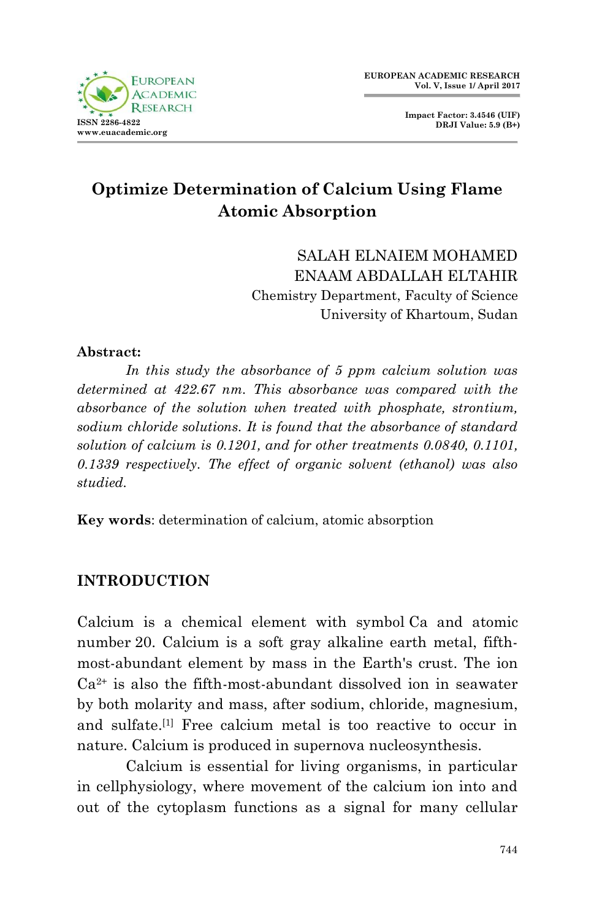# Optimize Determination of Calcium Using Flame Atomic Absorption

SALAH ELNAIEM MOHAMED
ENAAM ABDALLAH ELTAHIR
Chemistry Department, Faculty of Science
University of Khartoum, Sudan

**Abstract:**

*In this study the absorbance of 5 ppm calcium solution was determined at 422.67 nm. This absorbance was compared with the absorbance of the solution when treated with phosphate, strontium, sodium chloride solutions. It is found that the absorbance of standard solution of calcium is 0.1201, and for other treatments 0.0840, 0.1101, 0.1339 respectively. The effect of organic solvent (ethanol) was also studied.*

**Key words**: determination of calcium, atomic absorption

## INTRODUCTION

Calcium is a chemical element with symbol Ca and atomic number 20. Calcium is a soft gray alkaline earth metal, fifth-most-abundant element by mass in the Earth's crust. The ion $Ca^{2+}$ is also the fifth-most-abundant dissolved ion in seawater by both molarity and mass, after sodium, chloride, magnesium, and sulfate.[1] Free calcium metal is too reactive to occur in nature. Calcium is produced in supernova nucleosynthesis.

Calcium is essential for living organisms, in particular in cellphysiology, where movement of the calcium ion into and out of the cytoplasm functions as a signal for many cellular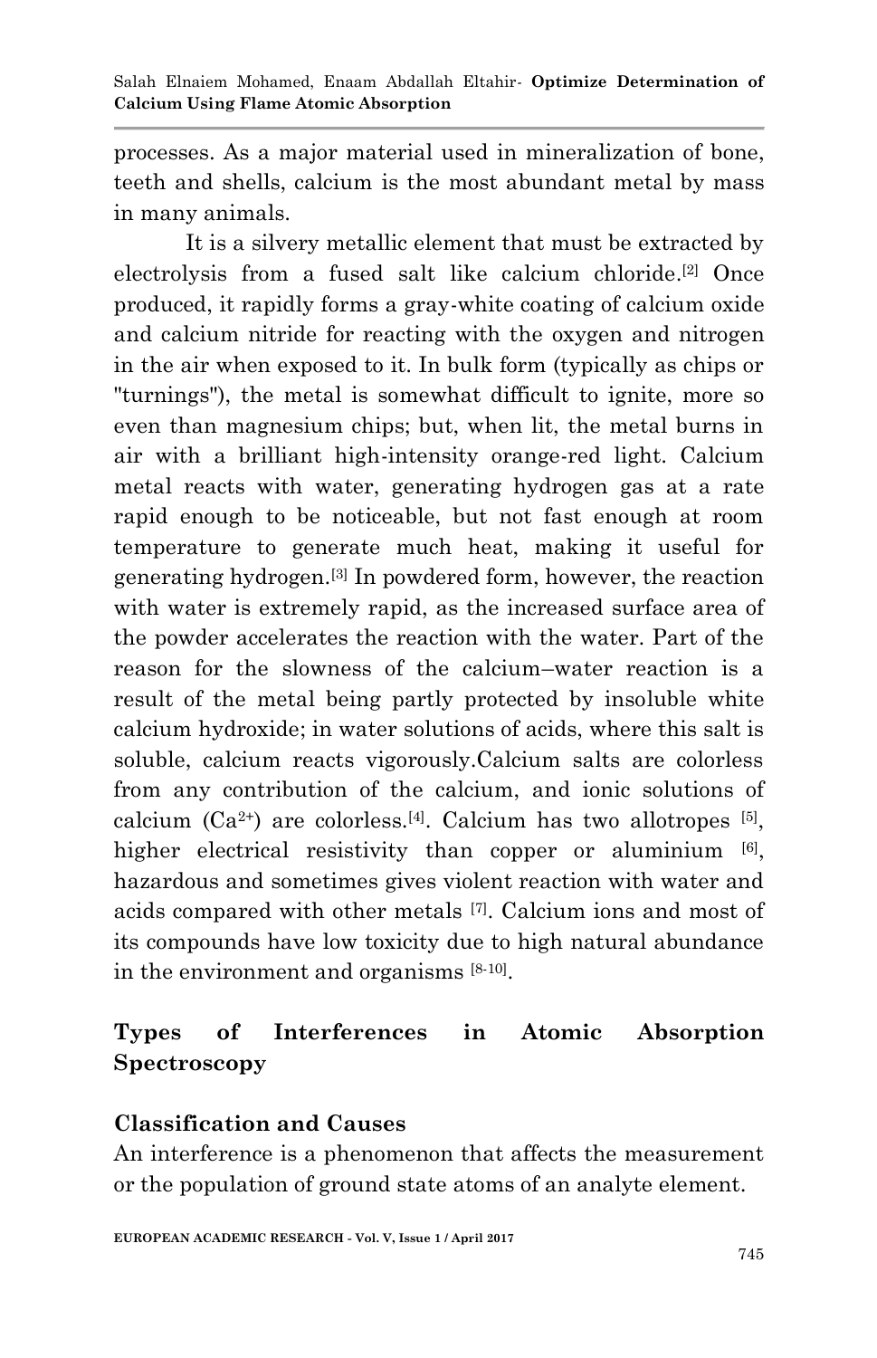processes. As a major material used in mineralization of bone, teeth and shells, calcium is the most abundant metal by mass in many animals.

It is a silvery metallic element that must be extracted by electrolysis from a fused salt like calcium chloride.[2] Once produced, it rapidly forms a gray-white coating of calcium oxide and calcium nitride for reacting with the oxygen and nitrogen in the air when exposed to it. In bulk form (typically as chips or "turnings"), the metal is somewhat difficult to ignite, more so even than magnesium chips; but, when lit, the metal burns in air with a brilliant high-intensity orange-red light. Calcium metal reacts with water, generating hydrogen gas at a rate rapid enough to be noticeable, but not fast enough at room temperature to generate much heat, making it useful for generating hydrogen.[3] In powdered form, however, the reaction with water is extremely rapid, as the increased surface area of the powder accelerates the reaction with the water. Part of the reason for the slowness of the calcium–water reaction is a result of the metal being partly protected by insoluble white calcium hydroxide; in water solutions of acids, where this salt is soluble, calcium reacts vigorously.Calcium salts are colorless from any contribution of the calcium, and ionic solutions of calcium ($Ca^{2+}$) are colorless.[4]. Calcium has two allotropes [5], higher electrical resistivity than copper or aluminium [6], hazardous and sometimes gives violent reaction with water and acids compared with other metals [7]. Calcium ions and most of its compounds have low toxicity due to high natural abundance in the environment and organisms [8-10].

## Types of Interferences in Atomic Absorption Spectroscopy

### Classification and Causes

An interference is a phenomenon that affects the measurement or the population of ground state atoms of an analyte element.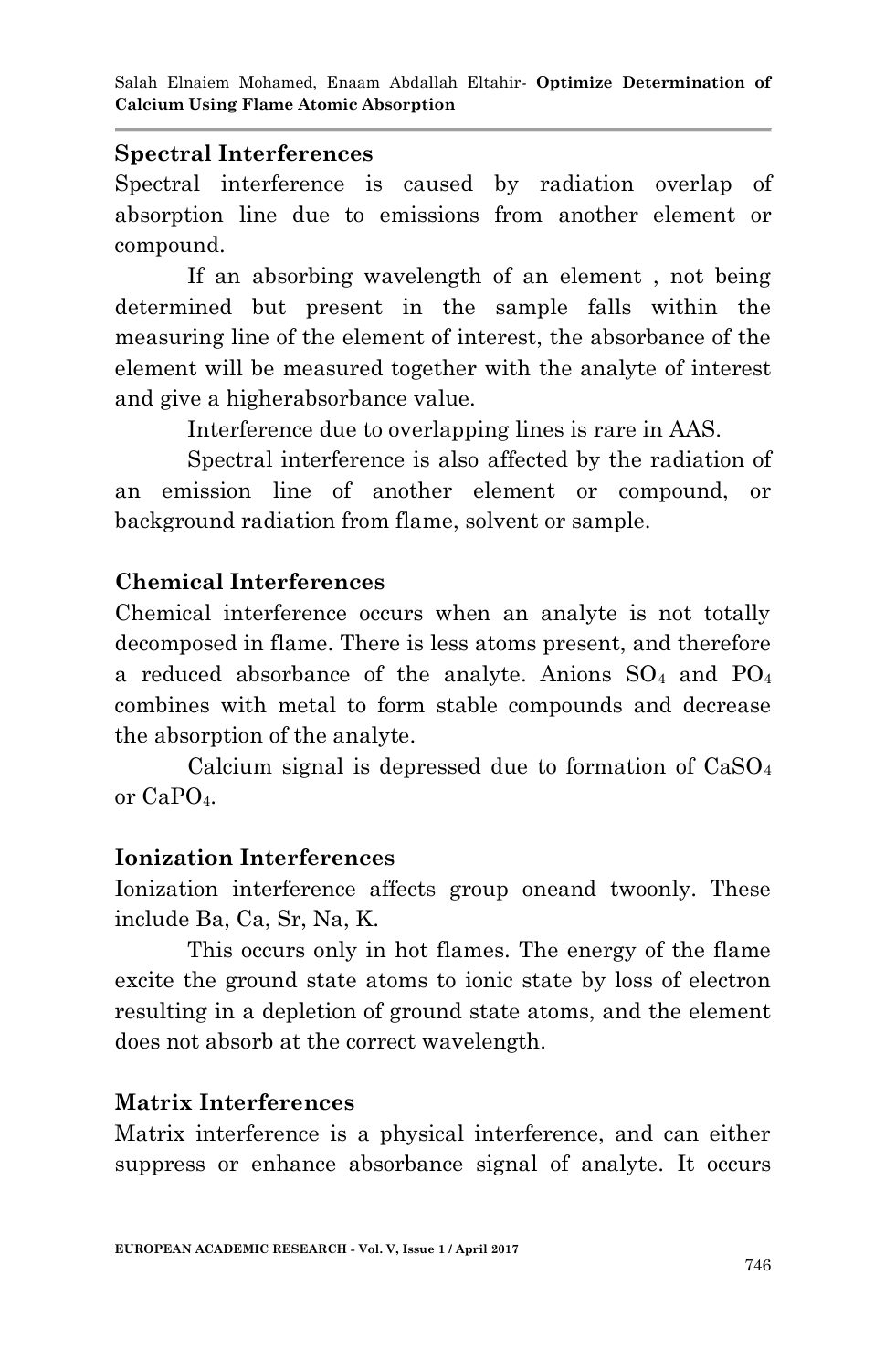### Spectral Interferences

Spectral interference is caused by radiation overlap of absorption line due to emissions from another element or compound.

If an absorbing wavelength of an element , not being determined but present in the sample falls within the measuring line of the element of interest, the absorbance of the element will be measured together with the analyte of interest and give a higherabsorbance value.

Interference due to overlapping lines is rare in AAS.

Spectral interference is also affected by the radiation of an emission line of another element or compound, or background radiation from flame, solvent or sample.

### Chemical Interferences

Chemical interference occurs when an analyte is not totally decomposed in flame. There is less atoms present, and therefore a reduced absorbance of the analyte. Anions $SO_4$ and $PO_4$ combines with metal to form stable compounds and decrease the absorption of the analyte.

Calcium signal is depressed due to formation of $CaSO_4$ or $CaPO_4$.

### Ionization Interferences

Ionization interference affects group oneand twoonly. These include Ba, Ca, Sr, Na, K.

This occurs only in hot flames. The energy of the flame excite the ground state atoms to ionic state by loss of electron resulting in a depletion of ground state atoms, and the element does not absorb at the correct wavelength.

### Matrix Interferences

Matrix interference is a physical interference, and can either suppress or enhance absorbance signal of analyte. It occurs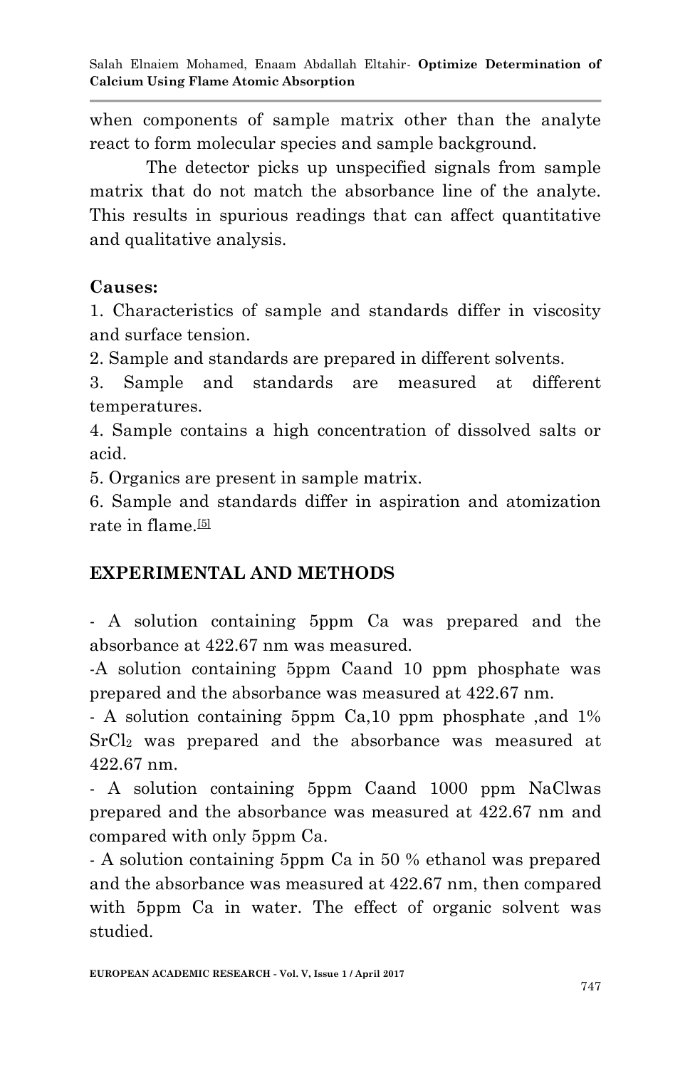when components of sample matrix other than the analyte react to form molecular species and sample background.

The detector picks up unspecified signals from sample matrix that do not match the absorbance line of the analyte. This results in spurious readings that can affect quantitative and qualitative analysis.

**Causes:**

1. Characteristics of sample and standards differ in viscosity and surface tension.
2. Sample and standards are prepared in different solvents.
3. Sample and standards are measured at different temperatures.
4. Sample contains a high concentration of dissolved salts or acid.
5. Organics are present in sample matrix.
6. Sample and standards differ in aspiration and atomization rate in flame.[5]

## EXPERIMENTAL AND METHODS

- A solution containing 5ppm Ca was prepared and the absorbance at 422.67 nm was measured.
- A solution containing 5ppm Caand 10 ppm phosphate was prepared and the absorbance was measured at 422.67 nm.
- A solution containing 5ppm Ca,10 ppm phosphate ,and 1% $SrCl_2$ was prepared and the absorbance was measured at 422.67 nm.
- A solution containing 5ppm Caand 1000 ppm NaClwas prepared and the absorbance was measured at 422.67 nm and compared with only 5ppm Ca.
- A solution containing 5ppm Ca in 50 % ethanol was prepared and the absorbance was measured at 422.67 nm, then compared with 5ppm Ca in water. The effect of organic solvent was studied.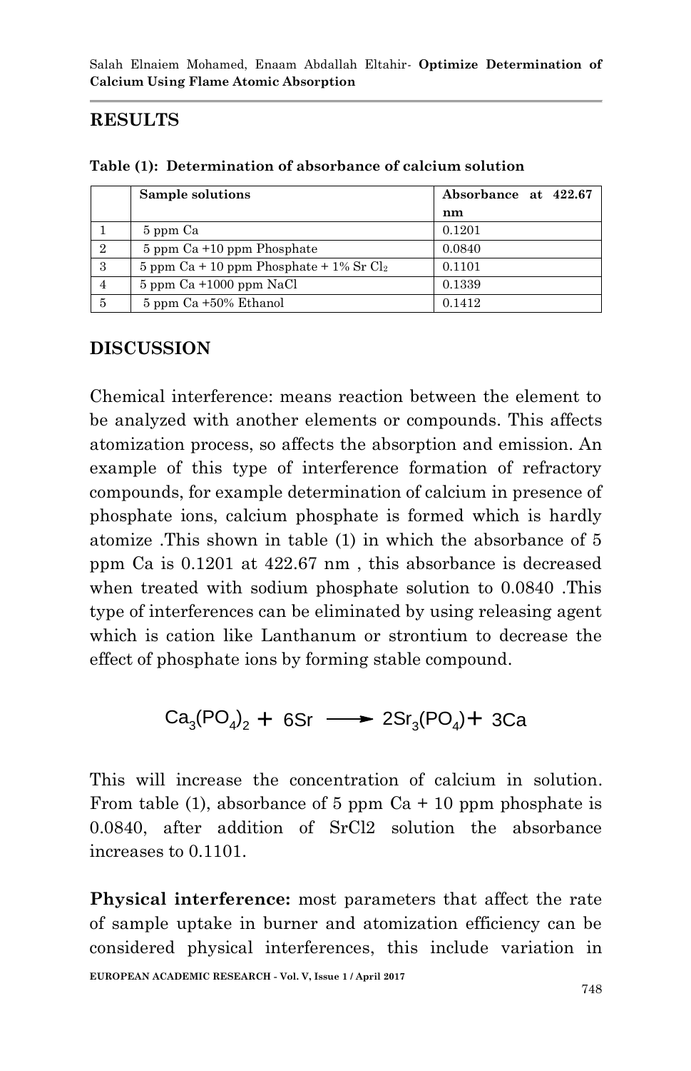## RESULTS

**Table (1): Determination of absorbance of calcium solution**

| | Sample solutions | Absorbance at 422.67 nm |
|---|---|---|
| 1 | 5 ppm Ca | 0.1201 |
| 2 | 5 ppm Ca +10 ppm Phosphate | 0.0840 |
| 3 | 5 ppm Ca + 10 ppm Phosphate + 1% Sr $Cl_2$ | 0.1101 |
| 4 | 5 ppm Ca +1000 ppm NaCl | 0.1339 |
| 5 | 5 ppm Ca +50% Ethanol | 0.1412 |

## DISCUSSION

Chemical interference: means reaction between the element to be analyzed with another elements or compounds. This affects atomization process, so affects the absorption and emission. An example of this type of interference formation of refractory compounds, for example determination of calcium in presence of phosphate ions, calcium phosphate is formed which is hardly atomize .This shown in table (1) in which the absorbance of 5 ppm Ca is 0.1201 at 422.67 nm , this absorbance is decreased when treated with sodium phosphate solution to 0.0840 .This type of interferences can be eliminated by using releasing agent which is cation like Lanthanum or strontium to decrease the effect of phosphate ions by forming stable compound.

$$Ca_3(PO_4)_2 + 6Sr \longrightarrow 2Sr_3(PO_4) + 3Ca$$

This will increase the concentration of calcium in solution. From table (1), absorbance of 5 ppm Ca + 10 ppm phosphate is 0.0840, after addition of SrCl2 solution the absorbance increases to 0.1101.

**Physical interference:** most parameters that affect the rate of sample uptake in burner and atomization efficiency can be considered physical interferences, this include variation in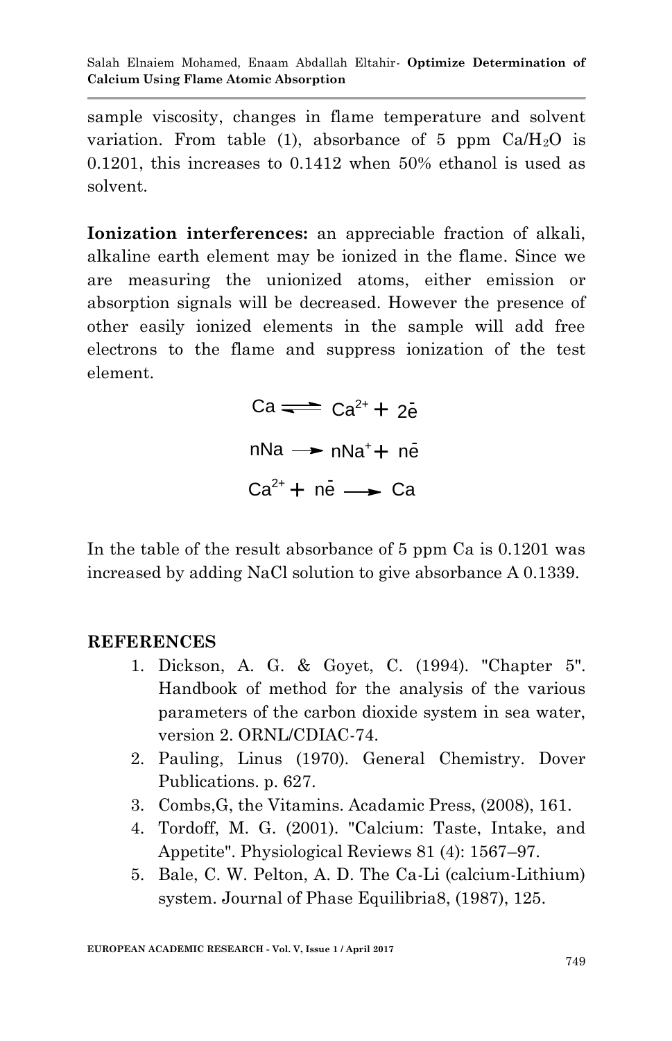sample viscosity, changes in flame temperature and solvent variation. From table (1), absorbance of 5 ppm $Ca/H_2O$ is 0.1201, this increases to 0.1412 when 50% ethanol is used as solvent.

**Ionization interferences:** an appreciable fraction of alkali, alkaline earth element may be ionized in the flame. Since we are measuring the unionized atoms, either emission or absorption signals will be decreased. However the presence of other easily ionized elements in the sample will add free electrons to the flame and suppress ionization of the test element.

$$Ca \rightleftharpoons Ca^{2+} + 2\bar{e}$$

$$nNa \longrightarrow nNa^{+} + n\bar{e}$$

$$Ca^{2+} + n\bar{e} \longrightarrow Ca$$

In the table of the result absorbance of 5 ppm Ca is 0.1201 was increased by adding NaCl solution to give absorbance A 0.1339.

## REFERENCES

1. Dickson, A. G. & Goyet, C. (1994). "Chapter 5". Handbook of method for the analysis of the various parameters of the carbon dioxide system in sea water, version 2. ORNL/CDIAC-74.
2. Pauling, Linus (1970). General Chemistry. Dover Publications. p. 627.
3. Combs,G, the Vitamins. Acadamic Press, (2008), 161.
4. Tordoff, M. G. (2001). "Calcium: Taste, Intake, and Appetite". Physiological Reviews 81 (4): 1567–97.
5. Bale, C. W. Pelton, A. D. The Ca-Li (calcium-Lithium) system. Journal of Phase Equilibria8, (1987), 125.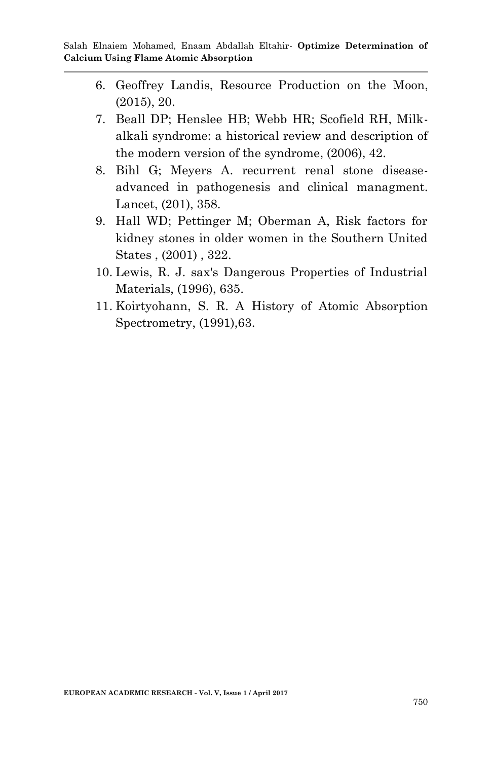6. Geoffrey Landis, Resource Production on the Moon, (2015), 20.
7. Beall DP; Henslee HB; Webb HR; Scofield RH, Milk-alkali syndrome: a historical review and description of the modern version of the syndrome, (2006), 42.
8. Bihl G; Meyers A. recurrent renal stone disease-advanced in pathogenesis and clinical managment. Lancet, (201), 358.
9. Hall WD; Pettinger M; Oberman A, Risk factors for kidney stones in older women in the Southern United States , (2001) , 322.
10. Lewis, R. J. sax's Dangerous Properties of Industrial Materials, (1996), 635.
11. Koirtyohann, S. R. A History of Atomic Absorption Spectrometry, (1991),63.